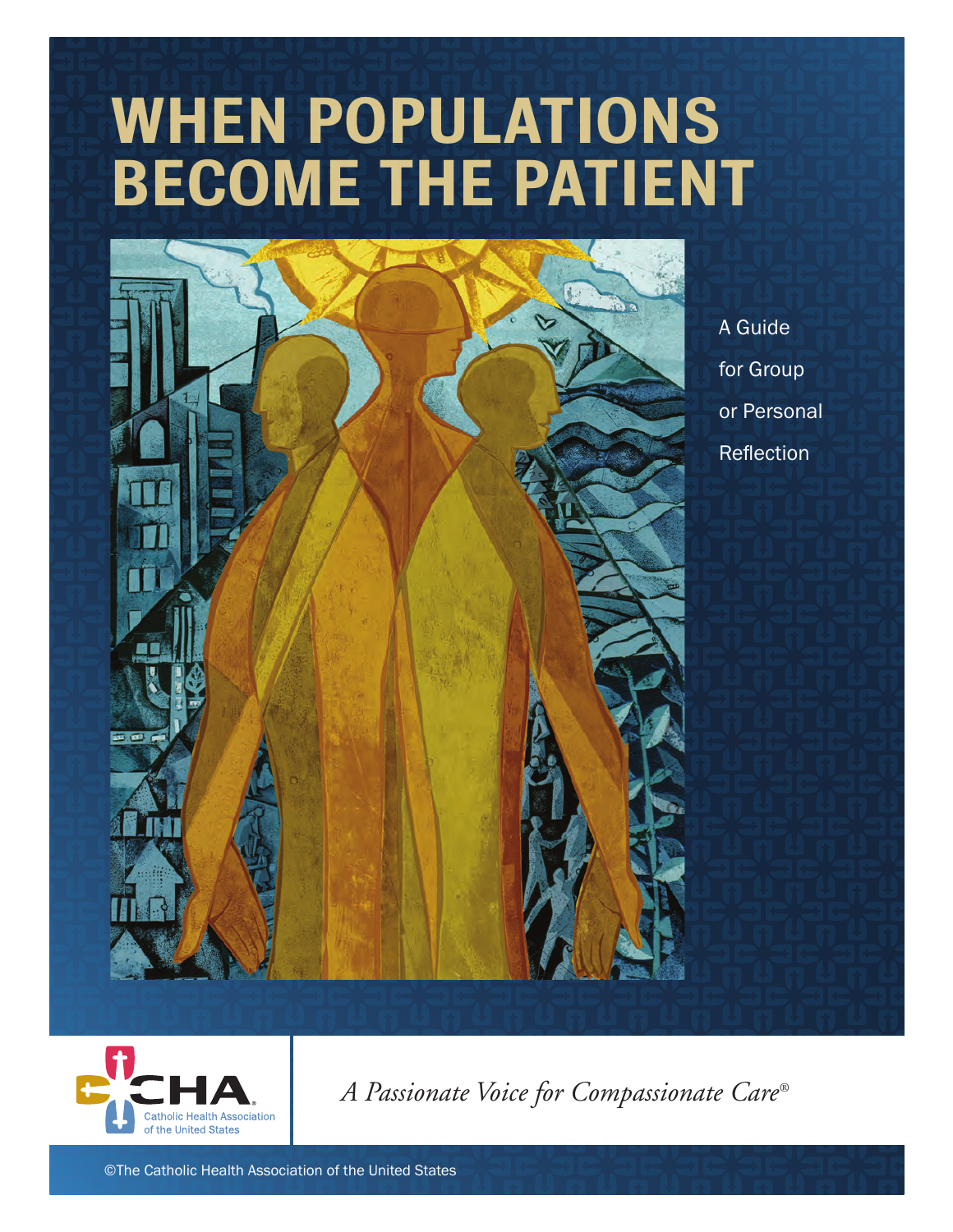# WHEN POPULATIONS BECOME THE PATIENT

A Guide for Group or Personal Reflection

CHA Catholic Health Association of the United States

*A Passionate Voice for Compassionate Care®*

©The Catholic Health Association of the United States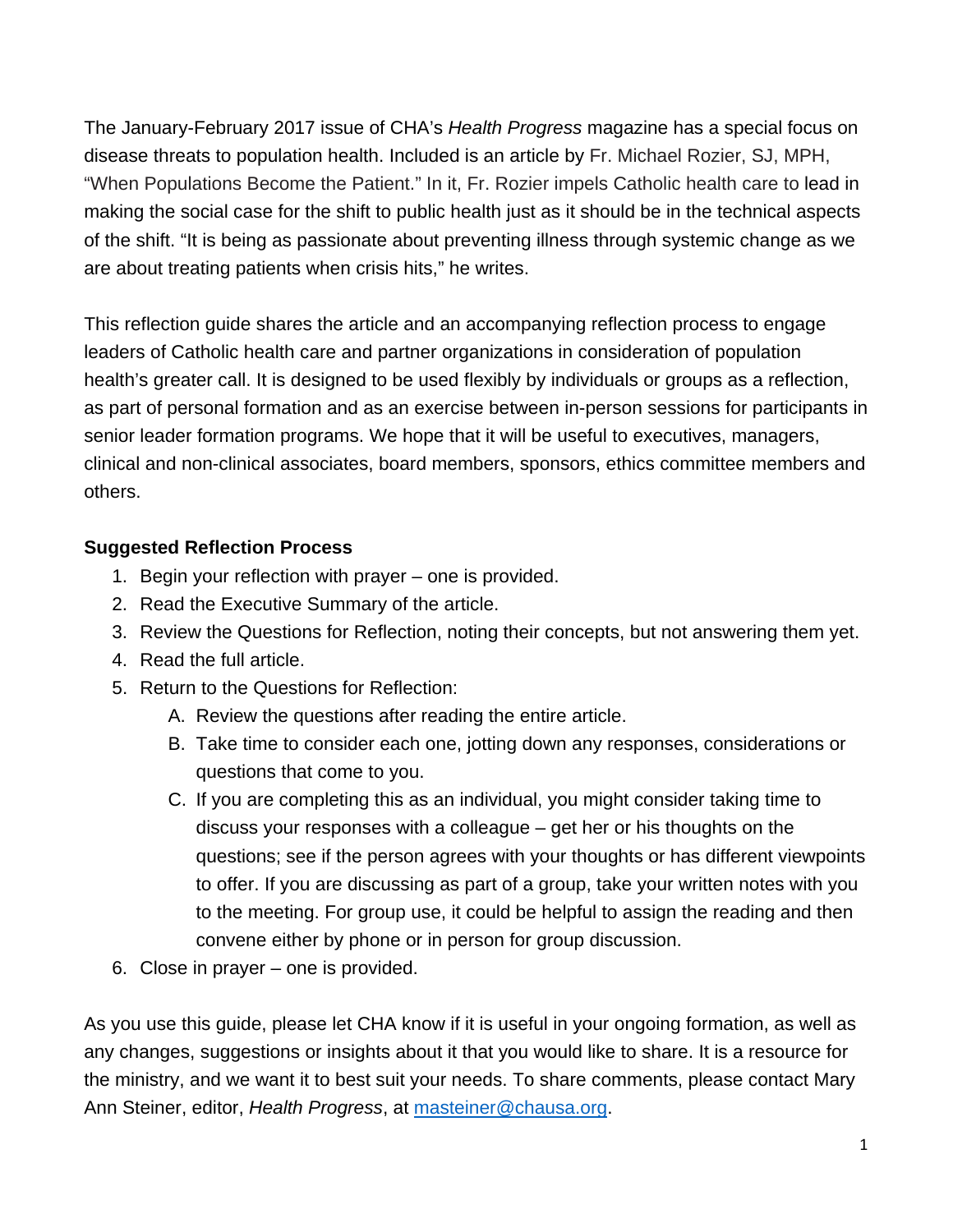The January-February 2017 issue of CHA's *Health Progress* magazine has a special focus on disease threats to population health. Included is an article by Fr. Michael Rozier, SJ, MPH, "When Populations Become the Patient." In it, Fr. Rozier impels Catholic health care to lead in making the social case for the shift to public health just as it should be in the technical aspects of the shift. "It is being as passionate about preventing illness through systemic change as we are about treating patients when crisis hits," he writes.

This reflection guide shares the article and an accompanying reflection process to engage leaders of Catholic health care and partner organizations in consideration of population health's greater call. It is designed to be used flexibly by individuals or groups as a reflection, as part of personal formation and as an exercise between in-person sessions for participants in senior leader formation programs. We hope that it will be useful to executives, managers, clinical and non-clinical associates, board members, sponsors, ethics committee members and others.

**Suggested Reflection Process**

1. Begin your reflection with prayer – one is provided.
2. Read the Executive Summary of the article.
3. Review the Questions for Reflection, noting their concepts, but not answering them yet.
4. Read the full article.
5. Return to the Questions for Reflection:
   A. Review the questions after reading the entire article.
   B. Take time to consider each one, jotting down any responses, considerations or questions that come to you.
   C. If you are completing this as an individual, you might consider taking time to discuss your responses with a colleague – get her or his thoughts on the questions; see if the person agrees with your thoughts or has different viewpoints to offer. If you are discussing as part of a group, take your written notes with you to the meeting. For group use, it could be helpful to assign the reading and then convene either by phone or in person for group discussion.
6. Close in prayer – one is provided.

As you use this guide, please let CHA know if it is useful in your ongoing formation, as well as any changes, suggestions or insights about it that you would like to share. It is a resource for the ministry, and we want it to best suit your needs. To share comments, please contact Mary Ann Steiner, editor, *Health Progress*, at [masteiner@chausa.org](mailto:masteiner@chausa.org).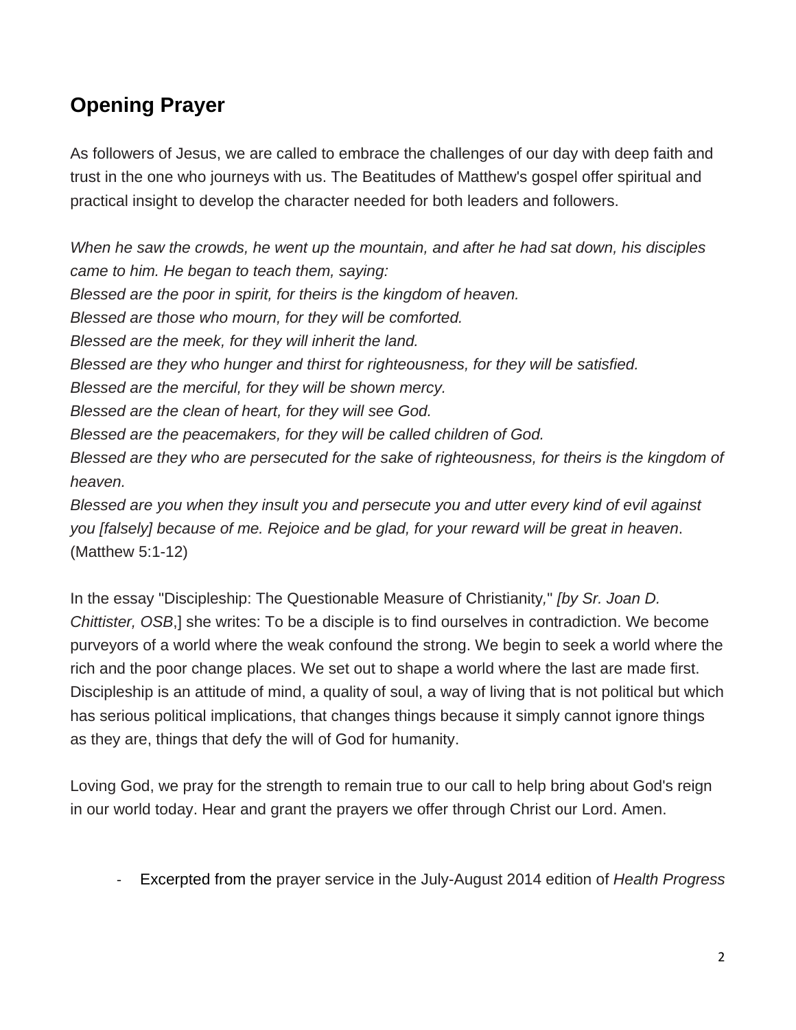## Opening Prayer

As followers of Jesus, we are called to embrace the challenges of our day with deep faith and trust in the one who journeys with us. The Beatitudes of Matthew's gospel offer spiritual and practical insight to develop the character needed for both leaders and followers.

*When he saw the crowds, he went up the mountain, and after he had sat down, his disciples came to him. He began to teach them, saying:*
*Blessed are the poor in spirit, for theirs is the kingdom of heaven.*
*Blessed are those who mourn, for they will be comforted.*
*Blessed are the meek, for they will inherit the land.*
*Blessed are they who hunger and thirst for righteousness, for they will be satisfied.*
*Blessed are the merciful, for they will be shown mercy.*
*Blessed are the clean of heart, for they will see God.*
*Blessed are the peacemakers, for they will be called children of God.*
*Blessed are they who are persecuted for the sake of righteousness, for theirs is the kingdom of heaven.*
*Blessed are you when they insult you and persecute you and utter every kind of evil against you [falsely] because of me. Rejoice and be glad, for your reward will be great in heaven*. (Matthew 5:1-12)

In the essay "Discipleship: The Questionable Measure of Christianity," *[by Sr. Joan D. Chittister, OSB*,] she writes: To be a disciple is to find ourselves in contradiction. We become purveyors of a world where the weak confound the strong. We begin to seek a world where the rich and the poor change places. We set out to shape a world where the last are made first. Discipleship is an attitude of mind, a quality of soul, a way of living that is not political but which has serious political implications, that changes things because it simply cannot ignore things as they are, things that defy the will of God for humanity.

Loving God, we pray for the strength to remain true to our call to help bring about God's reign in our world today. Hear and grant the prayers we offer through Christ our Lord. Amen.

- Excerpted from the prayer service in the July-August 2014 edition of *Health Progress*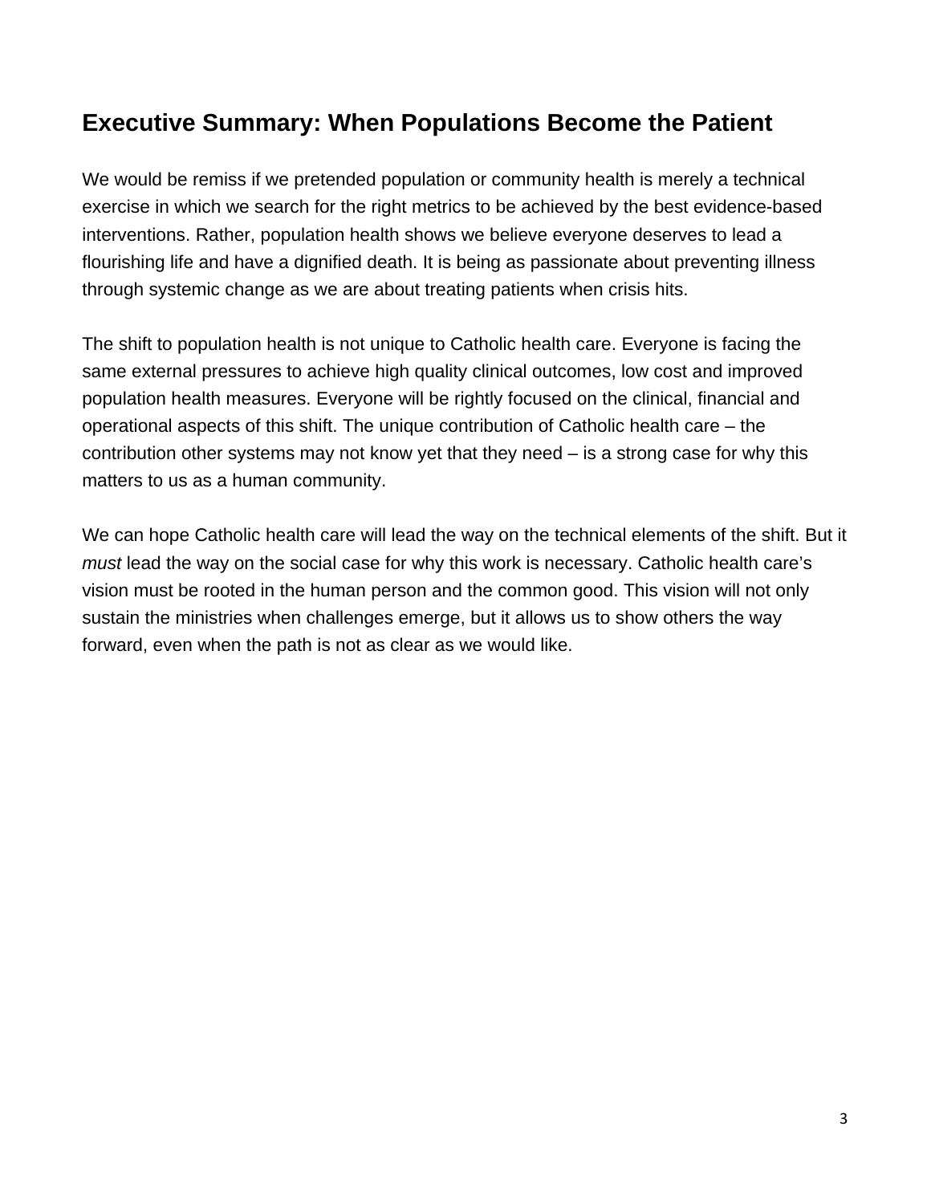## Executive Summary: When Populations Become the Patient

We would be remiss if we pretended population or community health is merely a technical exercise in which we search for the right metrics to be achieved by the best evidence-based interventions. Rather, population health shows we believe everyone deserves to lead a flourishing life and have a dignified death. It is being as passionate about preventing illness through systemic change as we are about treating patients when crisis hits.

The shift to population health is not unique to Catholic health care. Everyone is facing the same external pressures to achieve high quality clinical outcomes, low cost and improved population health measures. Everyone will be rightly focused on the clinical, financial and operational aspects of this shift. The unique contribution of Catholic health care – the contribution other systems may not know yet that they need – is a strong case for why this matters to us as a human community.

We can hope Catholic health care will lead the way on the technical elements of the shift. But it *must* lead the way on the social case for why this work is necessary. Catholic health care's vision must be rooted in the human person and the common good. This vision will not only sustain the ministries when challenges emerge, but it allows us to show others the way forward, even when the path is not as clear as we would like.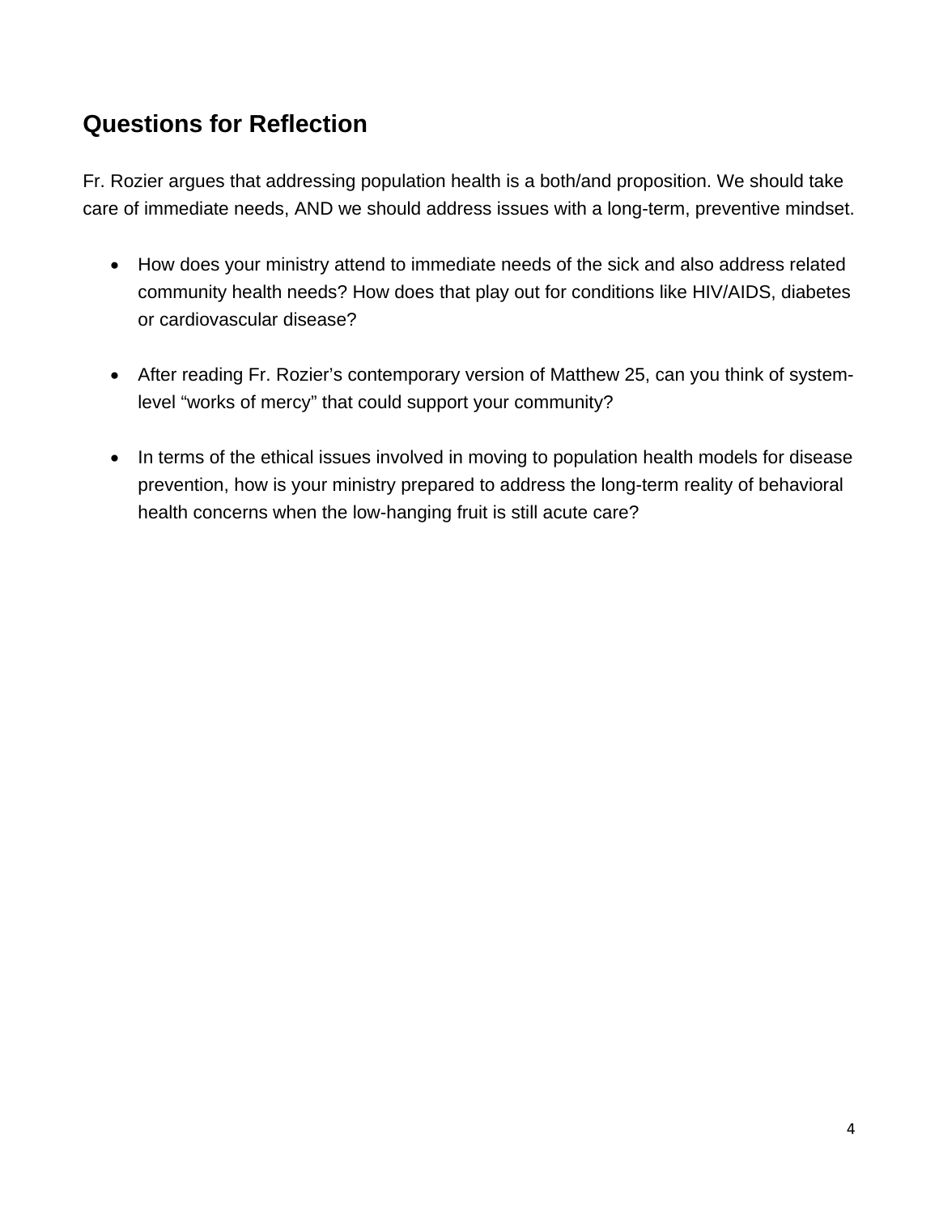## Questions for Reflection

Fr. Rozier argues that addressing population health is a both/and proposition. We should take care of immediate needs, AND we should address issues with a long-term, preventive mindset.

- How does your ministry attend to immediate needs of the sick and also address related community health needs? How does that play out for conditions like HIV/AIDS, diabetes or cardiovascular disease?

- After reading Fr. Rozier's contemporary version of Matthew 25, can you think of system-level "works of mercy" that could support your community?

- In terms of the ethical issues involved in moving to population health models for disease prevention, how is your ministry prepared to address the long-term reality of behavioral health concerns when the low-hanging fruit is still acute care?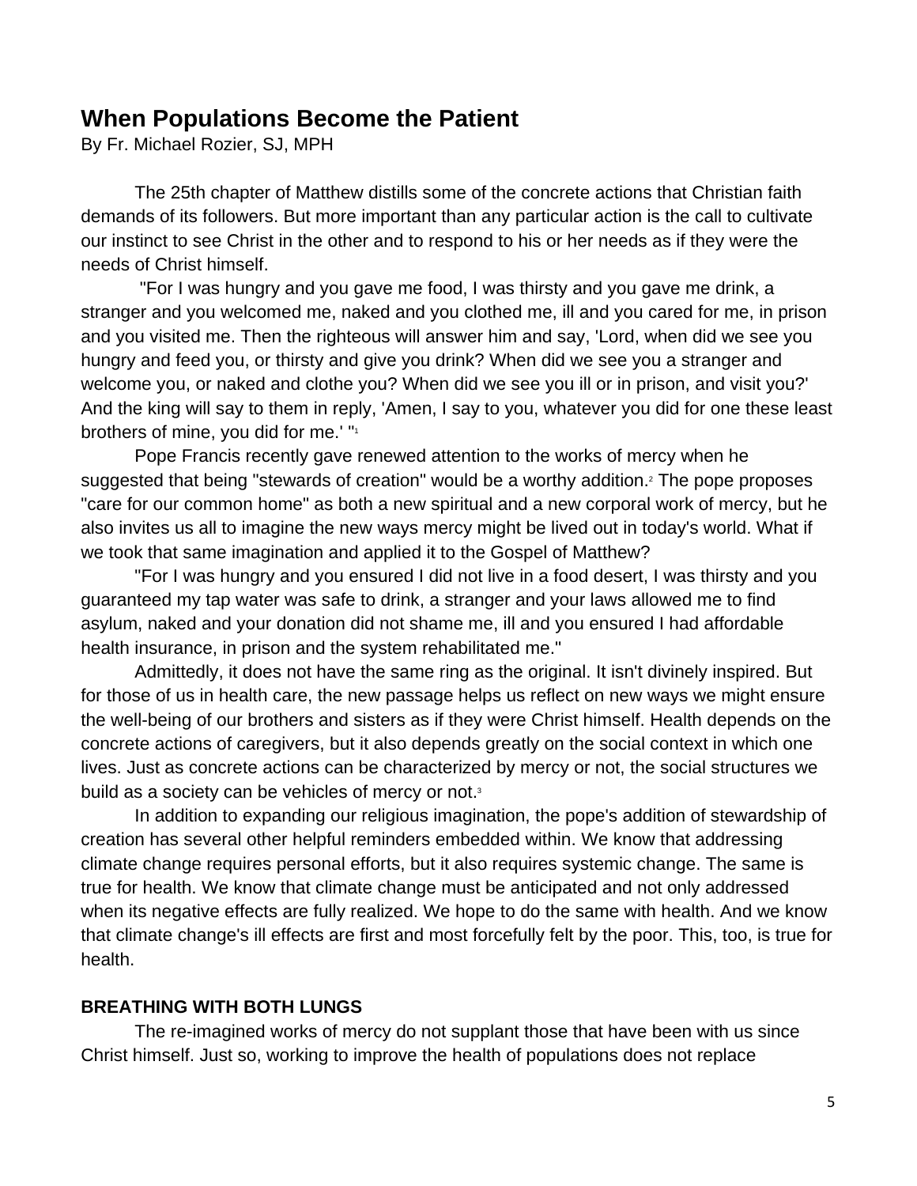## When Populations Become the Patient

By Fr. Michael Rozier, SJ, MPH

The 25th chapter of Matthew distills some of the concrete actions that Christian faith demands of its followers. But more important than any particular action is the call to cultivate our instinct to see Christ in the other and to respond to his or her needs as if they were the needs of Christ himself.

"For I was hungry and you gave me food, I was thirsty and you gave me drink, a stranger and you welcomed me, naked and you clothed me, ill and you cared for me, in prison and you visited me. Then the righteous will answer him and say, 'Lord, when did we see you hungry and feed you, or thirsty and give you drink? When did we see you a stranger and welcome you, or naked and clothe you? When did we see you ill or in prison, and visit you?' And the king will say to them in reply, 'Amen, I say to you, whatever you did for one these least brothers of mine, you did for me.' "[1]

Pope Francis recently gave renewed attention to the works of mercy when he suggested that being "stewards of creation" would be a worthy addition.[2] The pope proposes "care for our common home" as both a new spiritual and a new corporal work of mercy, but he also invites us all to imagine the new ways mercy might be lived out in today's world. What if we took that same imagination and applied it to the Gospel of Matthew?

"For I was hungry and you ensured I did not live in a food desert, I was thirsty and you guaranteed my tap water was safe to drink, a stranger and your laws allowed me to find asylum, naked and your donation did not shame me, ill and you ensured I had affordable health insurance, in prison and the system rehabilitated me."

Admittedly, it does not have the same ring as the original. It isn't divinely inspired. But for those of us in health care, the new passage helps us reflect on new ways we might ensure the well-being of our brothers and sisters as if they were Christ himself. Health depends on the concrete actions of caregivers, but it also depends greatly on the social context in which one lives. Just as concrete actions can be characterized by mercy or not, the social structures we build as a society can be vehicles of mercy or not.[3]

In addition to expanding our religious imagination, the pope's addition of stewardship of creation has several other helpful reminders embedded within. We know that addressing climate change requires personal efforts, but it also requires systemic change. The same is true for health. We know that climate change must be anticipated and not only addressed when its negative effects are fully realized. We hope to do the same with health. And we know that climate change's ill effects are first and most forcefully felt by the poor. This, too, is true for health.

### BREATHING WITH BOTH LUNGS

The re-imagined works of mercy do not supplant those that have been with us since Christ himself. Just so, working to improve the health of populations does not replace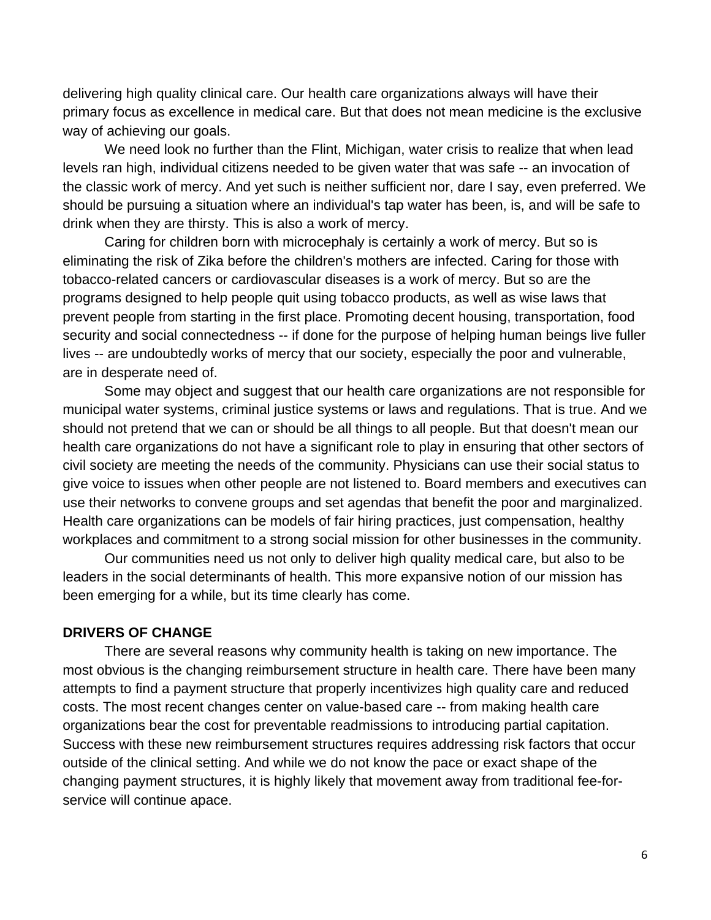delivering high quality clinical care. Our health care organizations always will have their primary focus as excellence in medical care. But that does not mean medicine is the exclusive way of achieving our goals.

We need look no further than the Flint, Michigan, water crisis to realize that when lead levels ran high, individual citizens needed to be given water that was safe -- an invocation of the classic work of mercy. And yet such is neither sufficient nor, dare I say, even preferred. We should be pursuing a situation where an individual's tap water has been, is, and will be safe to drink when they are thirsty. This is also a work of mercy.

Caring for children born with microcephaly is certainly a work of mercy. But so is eliminating the risk of Zika before the children's mothers are infected. Caring for those with tobacco-related cancers or cardiovascular diseases is a work of mercy. But so are the programs designed to help people quit using tobacco products, as well as wise laws that prevent people from starting in the first place. Promoting decent housing, transportation, food security and social connectedness -- if done for the purpose of helping human beings live fuller lives -- are undoubtedly works of mercy that our society, especially the poor and vulnerable, are in desperate need of.

Some may object and suggest that our health care organizations are not responsible for municipal water systems, criminal justice systems or laws and regulations. That is true. And we should not pretend that we can or should be all things to all people. But that doesn't mean our health care organizations do not have a significant role to play in ensuring that other sectors of civil society are meeting the needs of the community. Physicians can use their social status to give voice to issues when other people are not listened to. Board members and executives can use their networks to convene groups and set agendas that benefit the poor and marginalized. Health care organizations can be models of fair hiring practices, just compensation, healthy workplaces and commitment to a strong social mission for other businesses in the community.

Our communities need us not only to deliver high quality medical care, but also to be leaders in the social determinants of health. This more expansive notion of our mission has been emerging for a while, but its time clearly has come.

**DRIVERS OF CHANGE**

There are several reasons why community health is taking on new importance. The most obvious is the changing reimbursement structure in health care. There have been many attempts to find a payment structure that properly incentivizes high quality care and reduced costs. The most recent changes center on value-based care -- from making health care organizations bear the cost for preventable readmissions to introducing partial capitation. Success with these new reimbursement structures requires addressing risk factors that occur outside of the clinical setting. And while we do not know the pace or exact shape of the changing payment structures, it is highly likely that movement away from traditional fee-for-service will continue apace.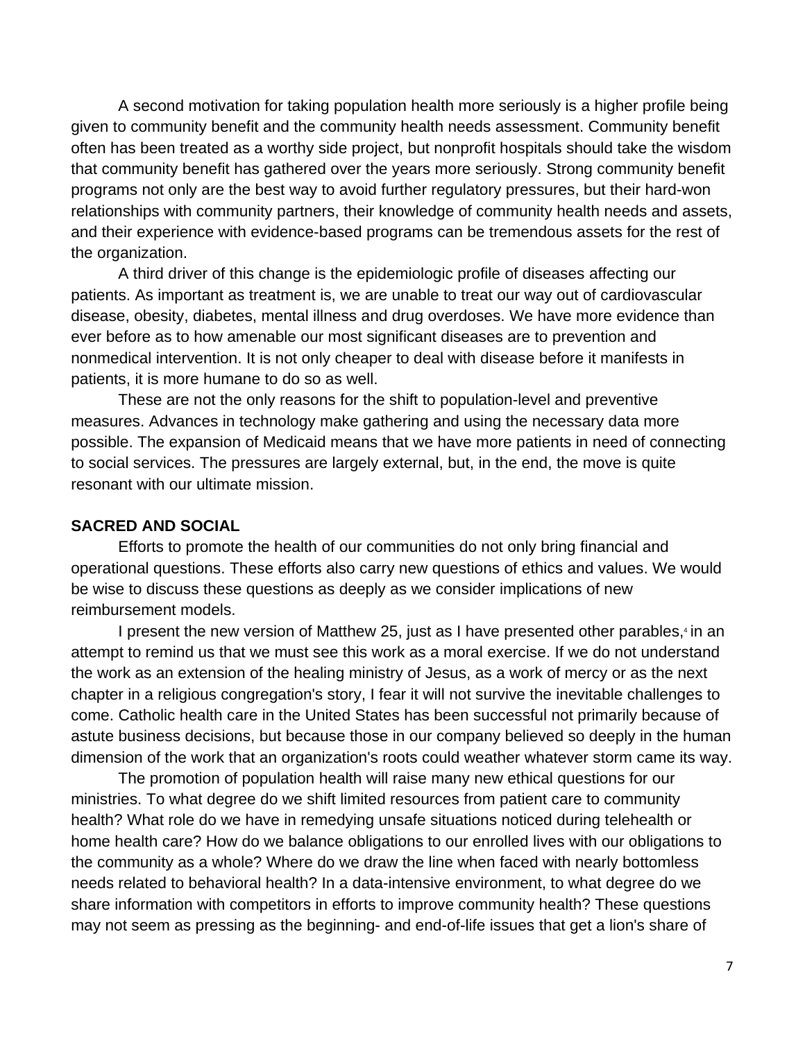A second motivation for taking population health more seriously is a higher profile being given to community benefit and the community health needs assessment. Community benefit often has been treated as a worthy side project, but nonprofit hospitals should take the wisdom that community benefit has gathered over the years more seriously. Strong community benefit programs not only are the best way to avoid further regulatory pressures, but their hard-won relationships with community partners, their knowledge of community health needs and assets, and their experience with evidence-based programs can be tremendous assets for the rest of the organization.

A third driver of this change is the epidemiologic profile of diseases affecting our patients. As important as treatment is, we are unable to treat our way out of cardiovascular disease, obesity, diabetes, mental illness and drug overdoses. We have more evidence than ever before as to how amenable our most significant diseases are to prevention and nonmedical intervention. It is not only cheaper to deal with disease before it manifests in patients, it is more humane to do so as well.

These are not the only reasons for the shift to population-level and preventive measures. Advances in technology make gathering and using the necessary data more possible. The expansion of Medicaid means that we have more patients in need of connecting to social services. The pressures are largely external, but, in the end, the move is quite resonant with our ultimate mission.

**SACRED AND SOCIAL**

Efforts to promote the health of our communities do not only bring financial and operational questions. These efforts also carry new questions of ethics and values. We would be wise to discuss these questions as deeply as we consider implications of new reimbursement models.

I present the new version of Matthew 25, just as I have presented other parables,[4] in an attempt to remind us that we must see this work as a moral exercise. If we do not understand the work as an extension of the healing ministry of Jesus, as a work of mercy or as the next chapter in a religious congregation's story, I fear it will not survive the inevitable challenges to come. Catholic health care in the United States has been successful not primarily because of astute business decisions, but because those in our company believed so deeply in the human dimension of the work that an organization's roots could weather whatever storm came its way.

The promotion of population health will raise many new ethical questions for our ministries. To what degree do we shift limited resources from patient care to community health? What role do we have in remedying unsafe situations noticed during telehealth or home health care? How do we balance obligations to our enrolled lives with our obligations to the community as a whole? Where do we draw the line when faced with nearly bottomless needs related to behavioral health? In a data-intensive environment, to what degree do we share information with competitors in efforts to improve community health? These questions may not seem as pressing as the beginning- and end-of-life issues that get a lion's share of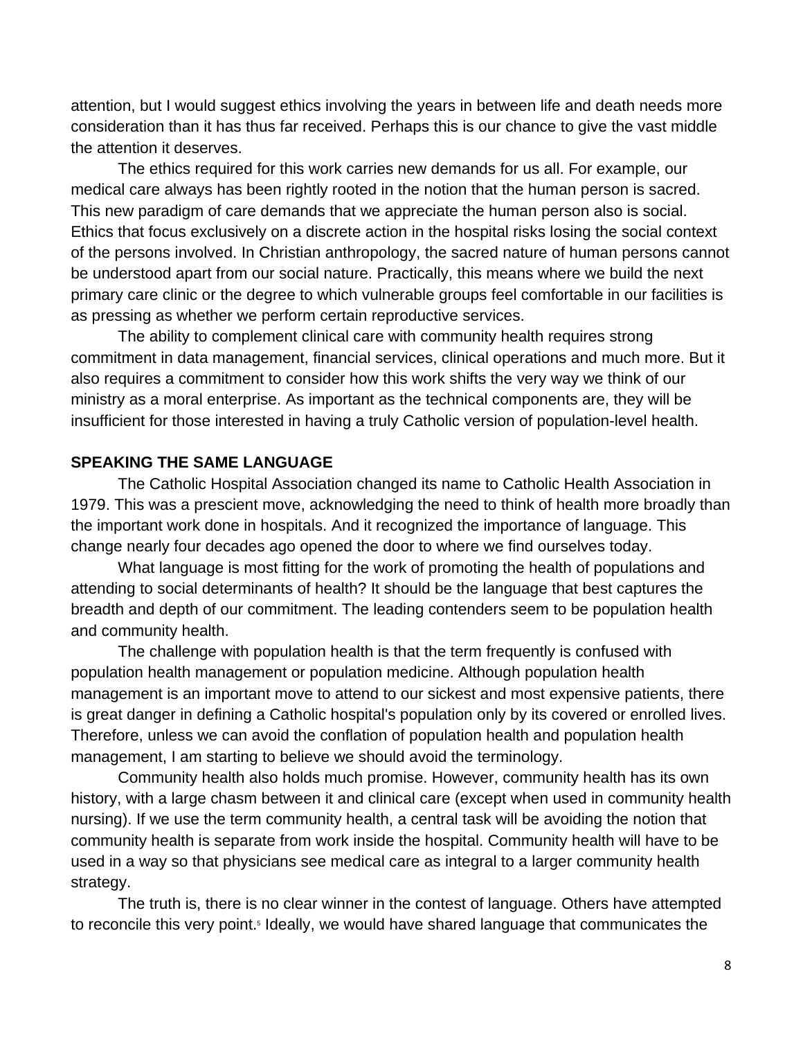attention, but I would suggest ethics involving the years in between life and death needs more consideration than it has thus far received. Perhaps this is our chance to give the vast middle the attention it deserves.

The ethics required for this work carries new demands for us all. For example, our medical care always has been rightly rooted in the notion that the human person is sacred. This new paradigm of care demands that we appreciate the human person also is social. Ethics that focus exclusively on a discrete action in the hospital risks losing the social context of the persons involved. In Christian anthropology, the sacred nature of human persons cannot be understood apart from our social nature. Practically, this means where we build the next primary care clinic or the degree to which vulnerable groups feel comfortable in our facilities is as pressing as whether we perform certain reproductive services.

The ability to complement clinical care with community health requires strong commitment in data management, financial services, clinical operations and much more. But it also requires a commitment to consider how this work shifts the very way we think of our ministry as a moral enterprise. As important as the technical components are, they will be insufficient for those interested in having a truly Catholic version of population-level health.

## SPEAKING THE SAME LANGUAGE

The Catholic Hospital Association changed its name to Catholic Health Association in 1979. This was a prescient move, acknowledging the need to think of health more broadly than the important work done in hospitals. And it recognized the importance of language. This change nearly four decades ago opened the door to where we find ourselves today.

What language is most fitting for the work of promoting the health of populations and attending to social determinants of health? It should be the language that best captures the breadth and depth of our commitment. The leading contenders seem to be population health and community health.

The challenge with population health is that the term frequently is confused with population health management or population medicine. Although population health management is an important move to attend to our sickest and most expensive patients, there is great danger in defining a Catholic hospital's population only by its covered or enrolled lives. Therefore, unless we can avoid the conflation of population health and population health management, I am starting to believe we should avoid the terminology.

Community health also holds much promise. However, community health has its own history, with a large chasm between it and clinical care (except when used in community health nursing). If we use the term community health, a central task will be avoiding the notion that community health is separate from work inside the hospital. Community health will have to be used in a way so that physicians see medical care as integral to a larger community health strategy.

The truth is, there is no clear winner in the contest of language. Others have attempted to reconcile this very point.[5] Ideally, we would have shared language that communicates the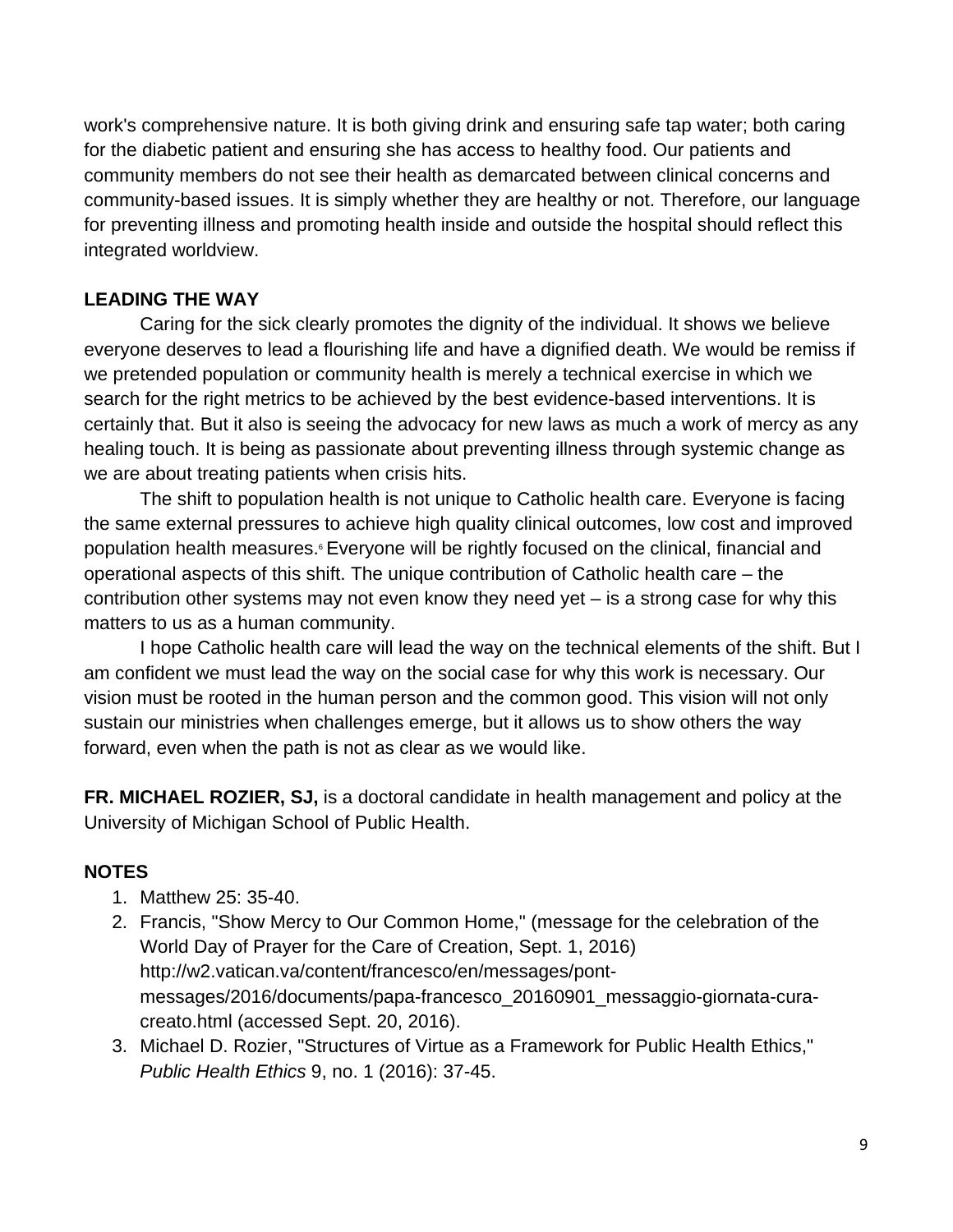work's comprehensive nature. It is both giving drink and ensuring safe tap water; both caring for the diabetic patient and ensuring she has access to healthy food. Our patients and community members do not see their health as demarcated between clinical concerns and community-based issues. It is simply whether they are healthy or not. Therefore, our language for preventing illness and promoting health inside and outside the hospital should reflect this integrated worldview.

**LEADING THE WAY**

Caring for the sick clearly promotes the dignity of the individual. It shows we believe everyone deserves to lead a flourishing life and have a dignified death. We would be remiss if we pretended population or community health is merely a technical exercise in which we search for the right metrics to be achieved by the best evidence-based interventions. It is certainly that. But it also is seeing the advocacy for new laws as much a work of mercy as any healing touch. It is being as passionate about preventing illness through systemic change as we are about treating patients when crisis hits.

The shift to population health is not unique to Catholic health care. Everyone is facing the same external pressures to achieve high quality clinical outcomes, low cost and improved population health measures.[6] Everyone will be rightly focused on the clinical, financial and operational aspects of this shift. The unique contribution of Catholic health care – the contribution other systems may not even know they need yet – is a strong case for why this matters to us as a human community.

I hope Catholic health care will lead the way on the technical elements of the shift. But I am confident we must lead the way on the social case for why this work is necessary. Our vision must be rooted in the human person and the common good. This vision will not only sustain our ministries when challenges emerge, but it allows us to show others the way forward, even when the path is not as clear as we would like.

**FR. MICHAEL ROZIER, SJ,** is a doctoral candidate in health management and policy at the University of Michigan School of Public Health.

**NOTES**

1. Matthew 25: 35-40.
2. Francis, "Show Mercy to Our Common Home," (message for the celebration of the World Day of Prayer for the Care of Creation, Sept. 1, 2016) http://w2.vatican.va/content/francesco/en/messages/pont-messages/2016/documents/papa-francesco_20160901_messaggio-giornata-cura-creato.html (accessed Sept. 20, 2016).
3. Michael D. Rozier, "Structures of Virtue as a Framework for Public Health Ethics," *Public Health Ethics* 9, no. 1 (2016): 37-45.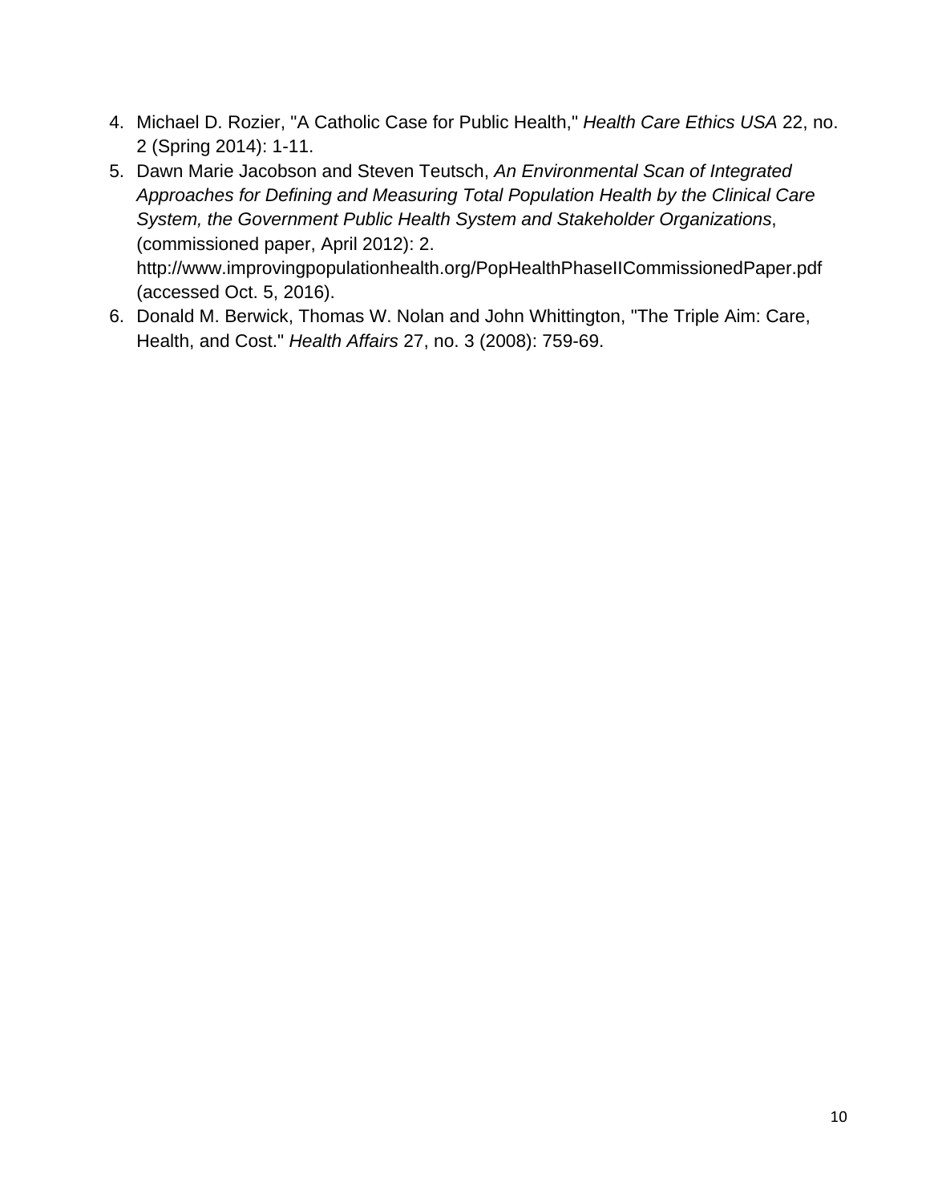4. Michael D. Rozier, "A Catholic Case for Public Health," *Health Care Ethics USA* 22, no. 2 (Spring 2014): 1-11.
5. Dawn Marie Jacobson and Steven Teutsch, *An Environmental Scan of Integrated Approaches for Defining and Measuring Total Population Health by the Clinical Care System, the Government Public Health System and Stakeholder Organizations*, (commissioned paper, April 2012): 2. http://www.improvingpopulationhealth.org/PopHealthPhaseIICommissionedPaper.pdf (accessed Oct. 5, 2016).
6. Donald M. Berwick, Thomas W. Nolan and John Whittington, "The Triple Aim: Care, Health, and Cost." *Health Affairs* 27, no. 3 (2008): 759-69.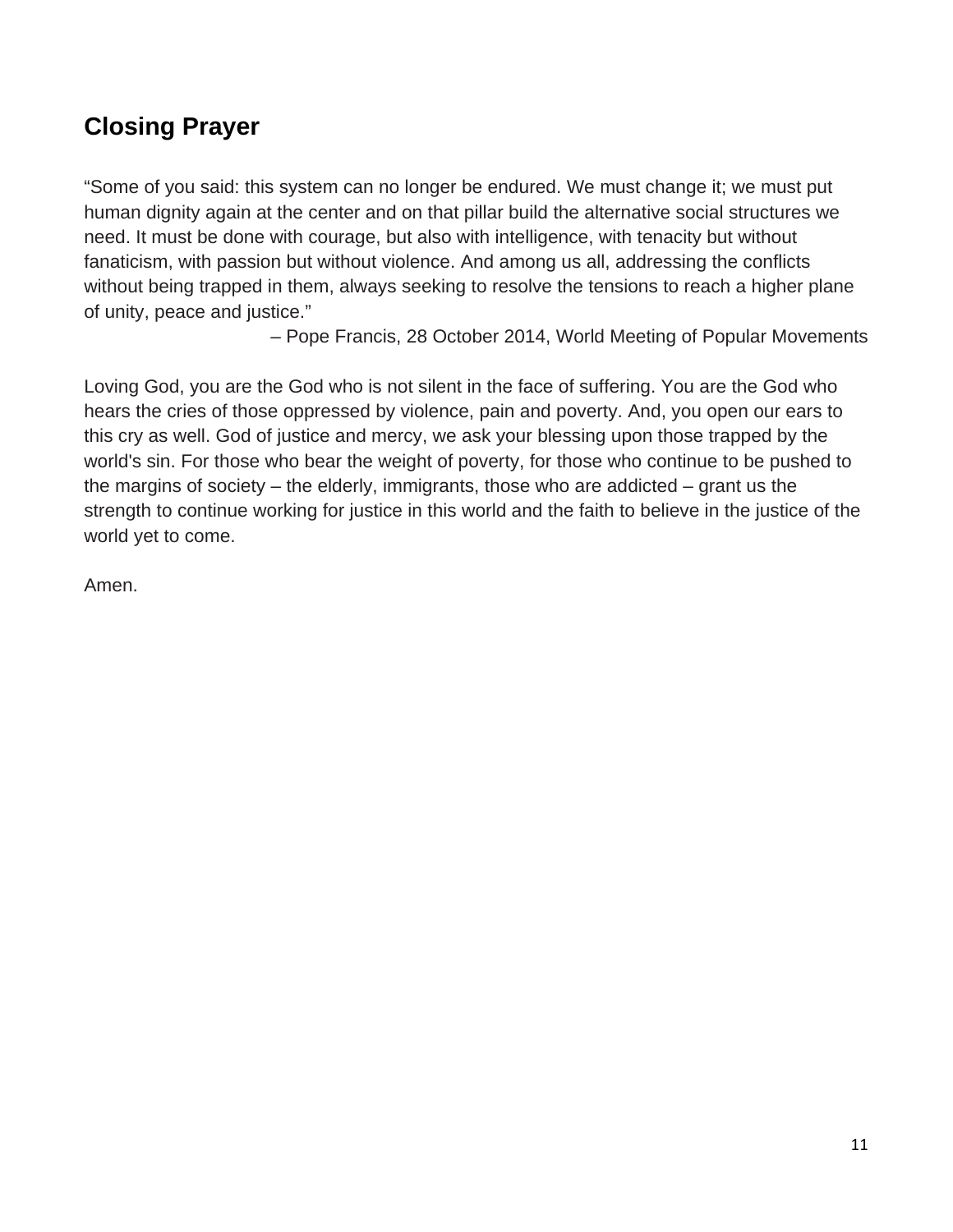## Closing Prayer

"Some of you said: this system can no longer be endured. We must change it; we must put human dignity again at the center and on that pillar build the alternative social structures we need. It must be done with courage, but also with intelligence, with tenacity but without fanaticism, with passion but without violence. And among us all, addressing the conflicts without being trapped in them, always seeking to resolve the tensions to reach a higher plane of unity, peace and justice."

– Pope Francis, 28 October 2014, World Meeting of Popular Movements

Loving God, you are the God who is not silent in the face of suffering. You are the God who hears the cries of those oppressed by violence, pain and poverty. And, you open our ears to this cry as well. God of justice and mercy, we ask your blessing upon those trapped by the world's sin. For those who bear the weight of poverty, for those who continue to be pushed to the margins of society – the elderly, immigrants, those who are addicted – grant us the strength to continue working for justice in this world and the faith to believe in the justice of the world yet to come.

Amen.